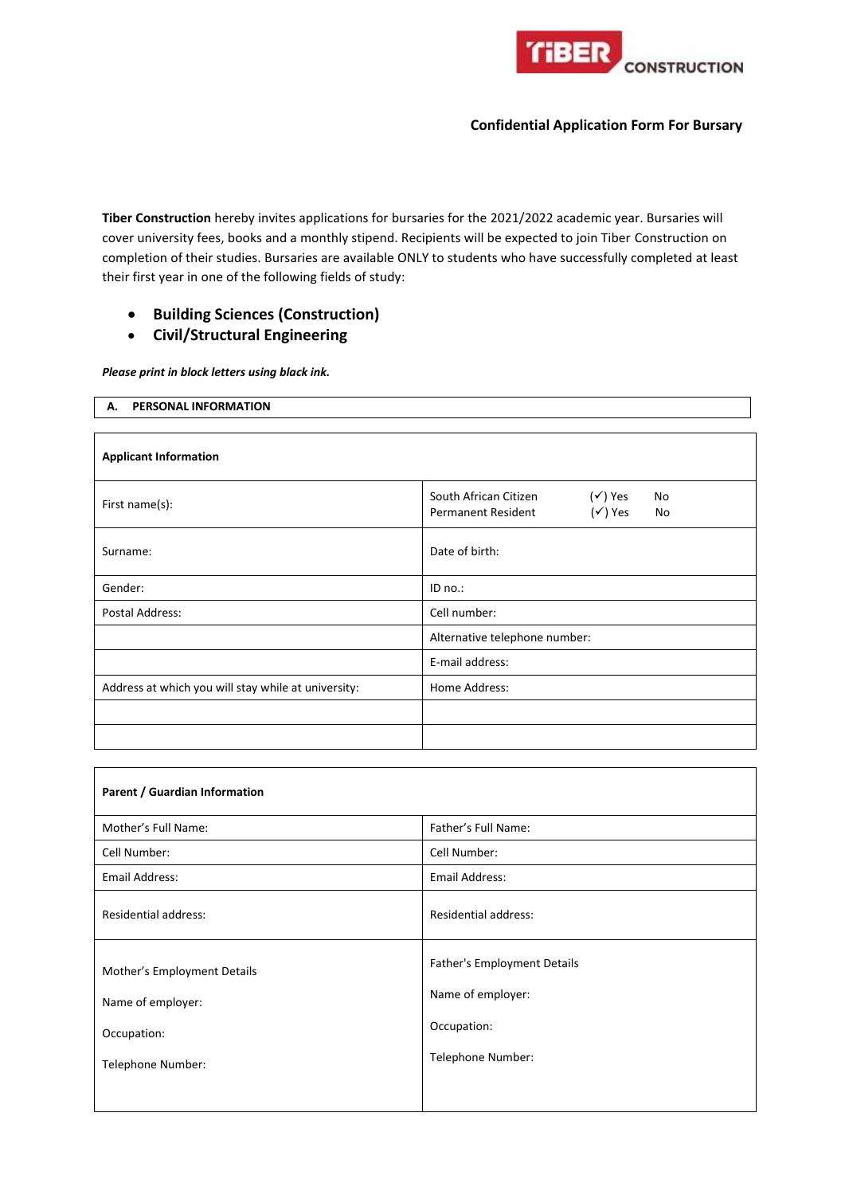**Confidential Application Form For Bursary**

**Tiber Construction** hereby invites applications for bursaries for the 2021/2022 academic year. Bursaries will cover university fees, books and a monthly stipend. Recipients will be expected to join Tiber Construction on completion of their studies. Bursaries are available ONLY to students who have successfully completed at least their first year in one of the following fields of study:

- **Building Sciences (Construction)**
- **Civil/Structural Engineering**

***Please print in block letters using black ink.***

## A. PERSONAL INFORMATION

| **Applicant Information** | |
|---|---|
| First name(s): | South African Citizen (✓) Yes No<br>Permanent Resident (✓) Yes No |
| Surname: | Date of birth: |
| Gender: | ID no.: |
| Postal Address: | Cell number: |
| | Alternative telephone number: |
| | E-mail address: |
| Address at which you will stay while at university: | Home Address: |
| | |
| | |

| **Parent / Guardian Information** | |
|---|---|
| Mother's Full Name: | Father's Full Name: |
| Cell Number: | Cell Number: |
| Email Address: | Email Address: |
| Residential address: | Residential address: |
| Mother's Employment Details<br>Name of employer:<br>Occupation:<br>Telephone Number: | Father's Employment Details<br>Name of employer:<br>Occupation:<br>Telephone Number: |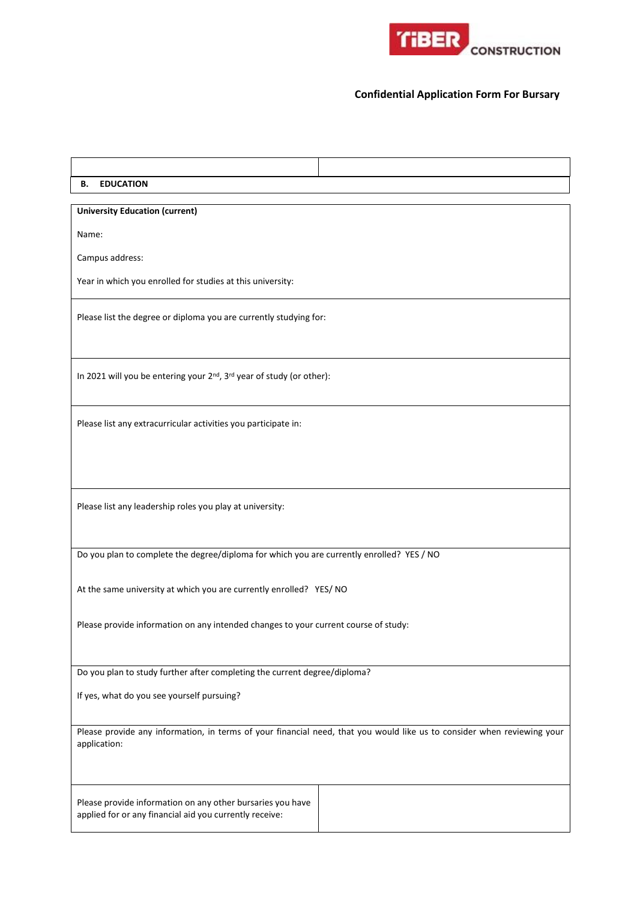**Confidential Application Form For Bursary**

| | |
|---|---|
| **B. EDUCATION** | |

**University Education (current)**

Name:

Campus address:

Year in which you enrolled for studies at this university:

Please list the degree or diploma you are currently studying for:

In 2021 will you be entering your 2nd, 3rd year of study (or other):

Please list any extracurricular activities you participate in:

Please list any leadership roles you play at university:

Do you plan to complete the degree/diploma for which you are currently enrolled? YES / NO

At the same university at which you are currently enrolled? YES/ NO

Please provide information on any intended changes to your current course of study:

Do you plan to study further after completing the current degree/diploma?

If yes, what do you see yourself pursuing?

Please provide any information, in terms of your financial need, that you would like us to consider when reviewing your application:

| | |
|---|---|
| Please provide information on any other bursaries you have applied for or any financial aid you currently receive: | |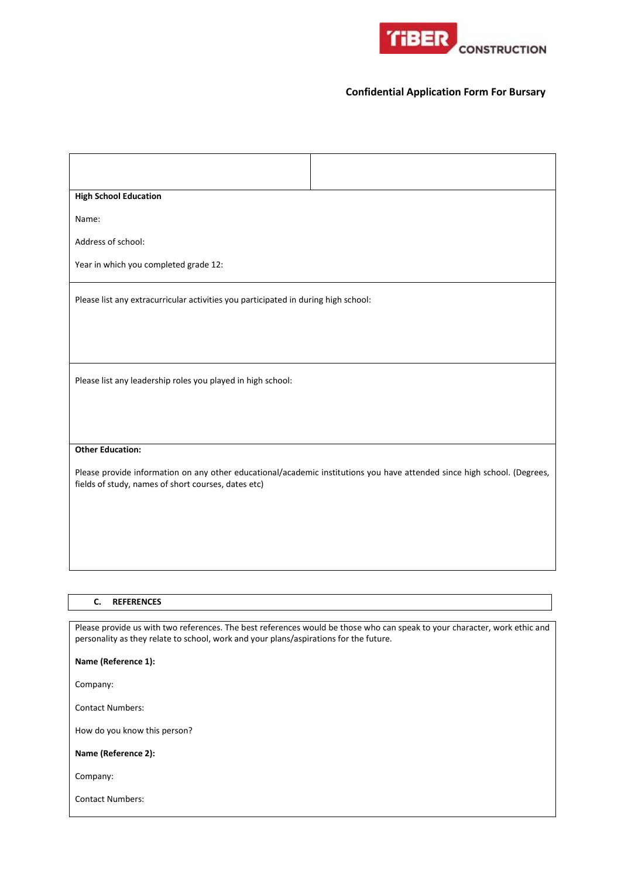**Confidential Application Form For Bursary**

**High School Education**

Name:

Address of school:

Year in which you completed grade 12:

Please list any extracurricular activities you participated in during high school:

Please list any leadership roles you played in high school:

**Other Education:**

Please provide information on any other educational/academic institutions you have attended since high school. (Degrees, fields of study, names of short courses, dates etc)

## C. REFERENCES

Please provide us with two references. The best references would be those who can speak to your character, work ethic and personality as they relate to school, work and your plans/aspirations for the future.

**Name (Reference 1):**

Company:

Contact Numbers:

How do you know this person?

**Name (Reference 2):**

Company:

Contact Numbers: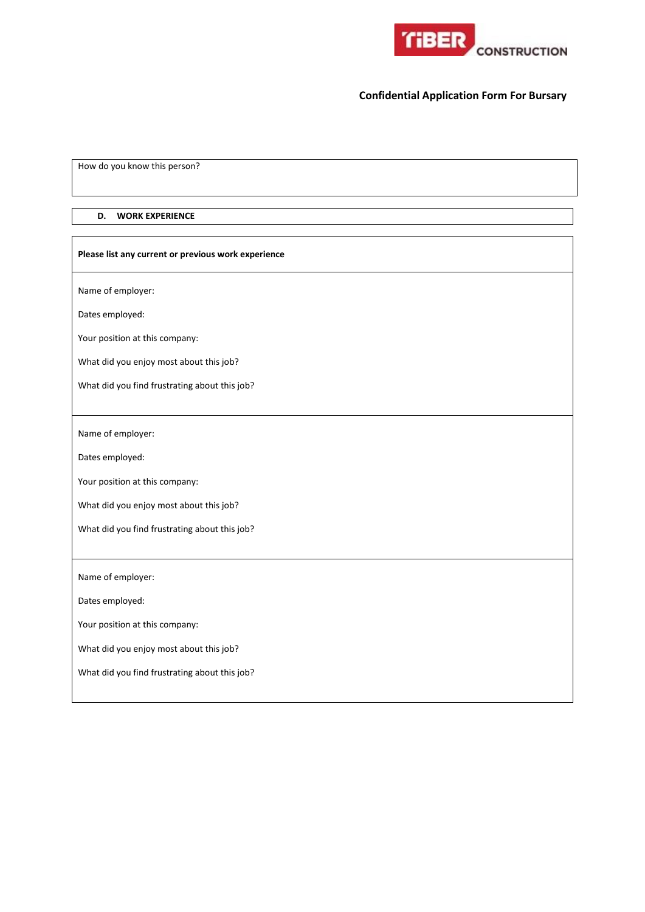**Confidential Application Form For Bursary**

How do you know this person?

**D. WORK EXPERIENCE**

**Please list any current or previous work experience**

Name of employer:

Dates employed:

Your position at this company:

What did you enjoy most about this job?

What did you find frustrating about this job?

---

Name of employer:

Dates employed:

Your position at this company:

What did you enjoy most about this job?

What did you find frustrating about this job?

---

Name of employer:

Dates employed:

Your position at this company:

What did you enjoy most about this job?

What did you find frustrating about this job?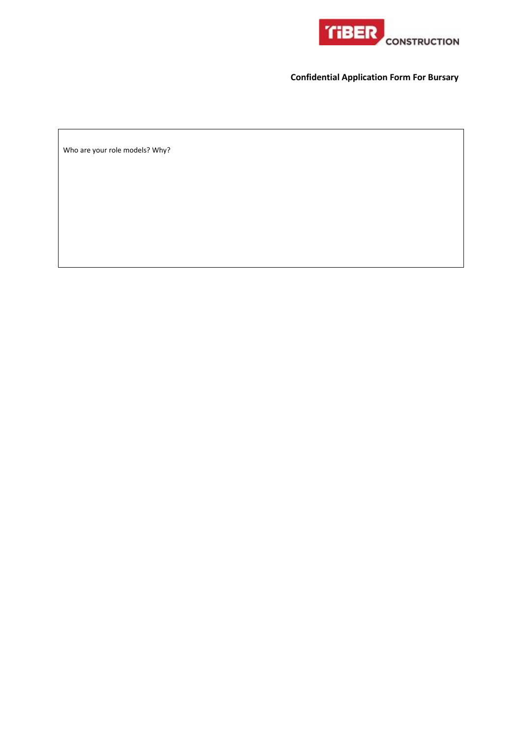**Confidential Application Form For Bursary**

| Who are your role models? Why? |
|---|
| |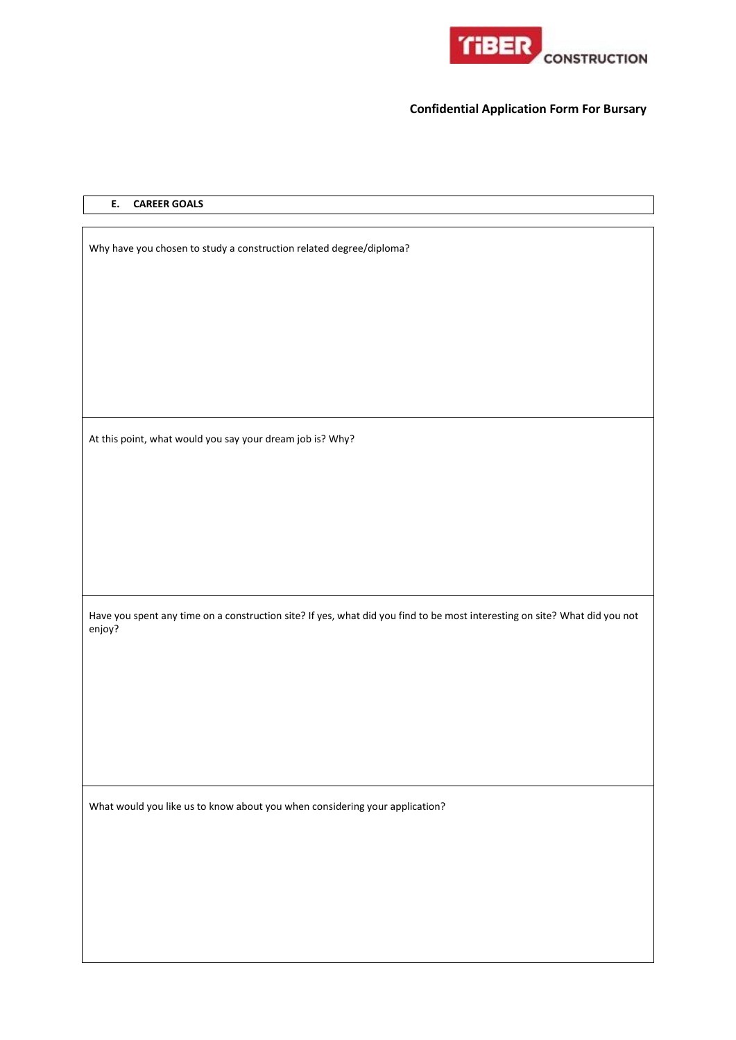TiBER CONSTRUCTION

**Confidential Application Form For Bursary**

| **E. CAREER GOALS** |
|---|

| |
|---|
| Why have you chosen to study a construction related degree/diploma? |
| At this point, what would you say your dream job is? Why? |
| Have you spent any time on a construction site? If yes, what did you find to be most interesting on site? What did you not enjoy? |
| What would you like us to know about you when considering your application? |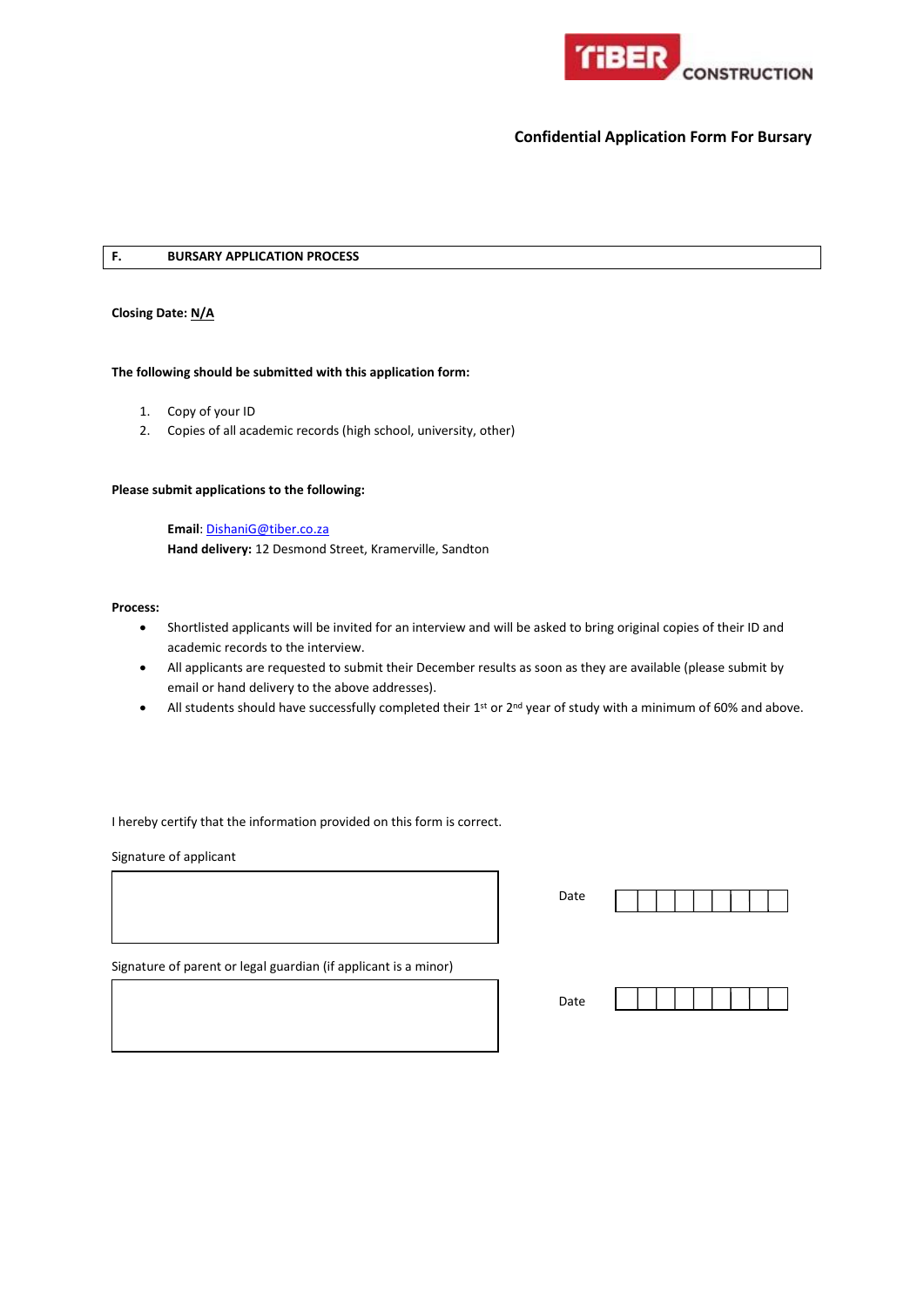**Confidential Application Form For Bursary**

| F. | BURSARY APPLICATION PROCESS |
|---|---|

**Closing Date: N/A**

**The following should be submitted with this application form:**

1. Copy of your ID
2. Copies of all academic records (high school, university, other)

**Please submit applications to the following:**

**Email**: DishaniG@tiber.co.za
**Hand delivery:** 12 Desmond Street, Kramerville, Sandton

**Process:**

- Shortlisted applicants will be invited for an interview and will be asked to bring original copies of their ID and academic records to the interview.
- All applicants are requested to submit their December results as soon as they are available (please submit by email or hand delivery to the above addresses).
- All students should have successfully completed their 1st or 2nd year of study with a minimum of 60% and above.

I hereby certify that the information provided on this form is correct.

Signature of applicant

Date

Signature of parent or legal guardian (if applicant is a minor)

Date